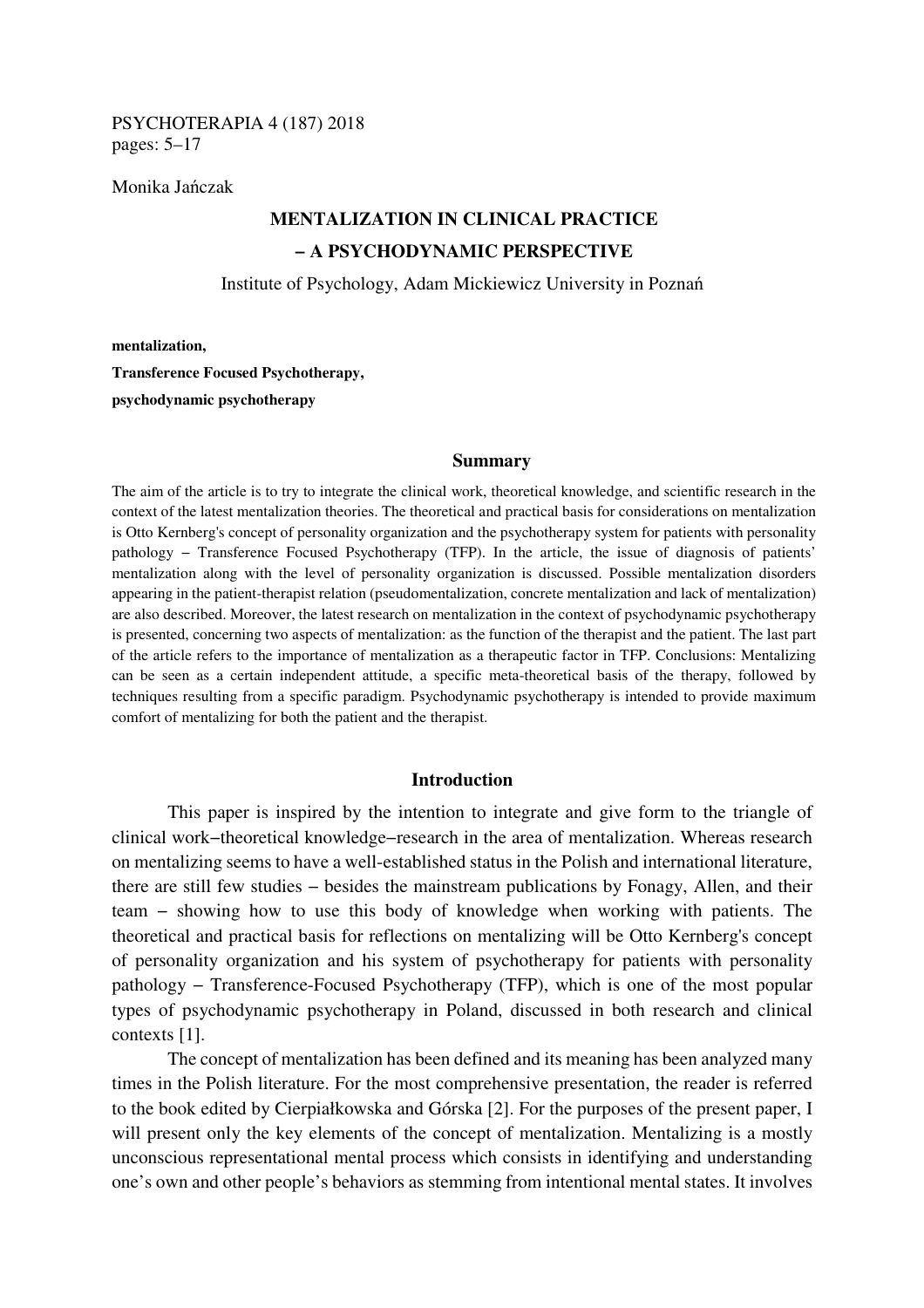PSYCHOTERAPIA 4 (187) 2018
pages: 5–17

Monika Jańczak

# MENTALIZATION IN CLINICAL PRACTICE – A PSYCHODYNAMIC PERSPECTIVE

Institute of Psychology, Adam Mickiewicz University in Poznań

**mentalization,**

**Transference Focused Psychotherapy,**

**psychodynamic psychotherapy**

## Summary

The aim of the article is to try to integrate the clinical work, theoretical knowledge, and scientific research in the context of the latest mentalization theories. The theoretical and practical basis for considerations on mentalization is Otto Kernberg's concept of personality organization and the psychotherapy system for patients with personality pathology – Transference Focused Psychotherapy (TFP). In the article, the issue of diagnosis of patients' mentalization along with the level of personality organization is discussed. Possible mentalization disorders appearing in the patient-therapist relation (pseudomentalization, concrete mentalization and lack of mentalization) are also described. Moreover, the latest research on mentalization in the context of psychodynamic psychotherapy is presented, concerning two aspects of mentalization: as the function of the therapist and the patient. The last part of the article refers to the importance of mentalization as a therapeutic factor in TFP. Conclusions: Mentalizing can be seen as a certain independent attitude, a specific meta-theoretical basis of the therapy, followed by techniques resulting from a specific paradigm. Psychodynamic psychotherapy is intended to provide maximum comfort of mentalizing for both the patient and the therapist.

## Introduction

This paper is inspired by the intention to integrate and give form to the triangle of clinical work–theoretical knowledge–research in the area of mentalization. Whereas research on mentalizing seems to have a well-established status in the Polish and international literature, there are still few studies – besides the mainstream publications by Fonagy, Allen, and their team – showing how to use this body of knowledge when working with patients. The theoretical and practical basis for reflections on mentalizing will be Otto Kernberg's concept of personality organization and his system of psychotherapy for patients with personality pathology – Transference-Focused Psychotherapy (TFP), which is one of the most popular types of psychodynamic psychotherapy in Poland, discussed in both research and clinical contexts [1].

The concept of mentalization has been defined and its meaning has been analyzed many times in the Polish literature. For the most comprehensive presentation, the reader is referred to the book edited by Cierpiałkowska and Górska [2]. For the purposes of the present paper, I will present only the key elements of the concept of mentalization. Mentalizing is a mostly unconscious representational mental process which consists in identifying and understanding one's own and other people's behaviors as stemming from intentional mental states. It involves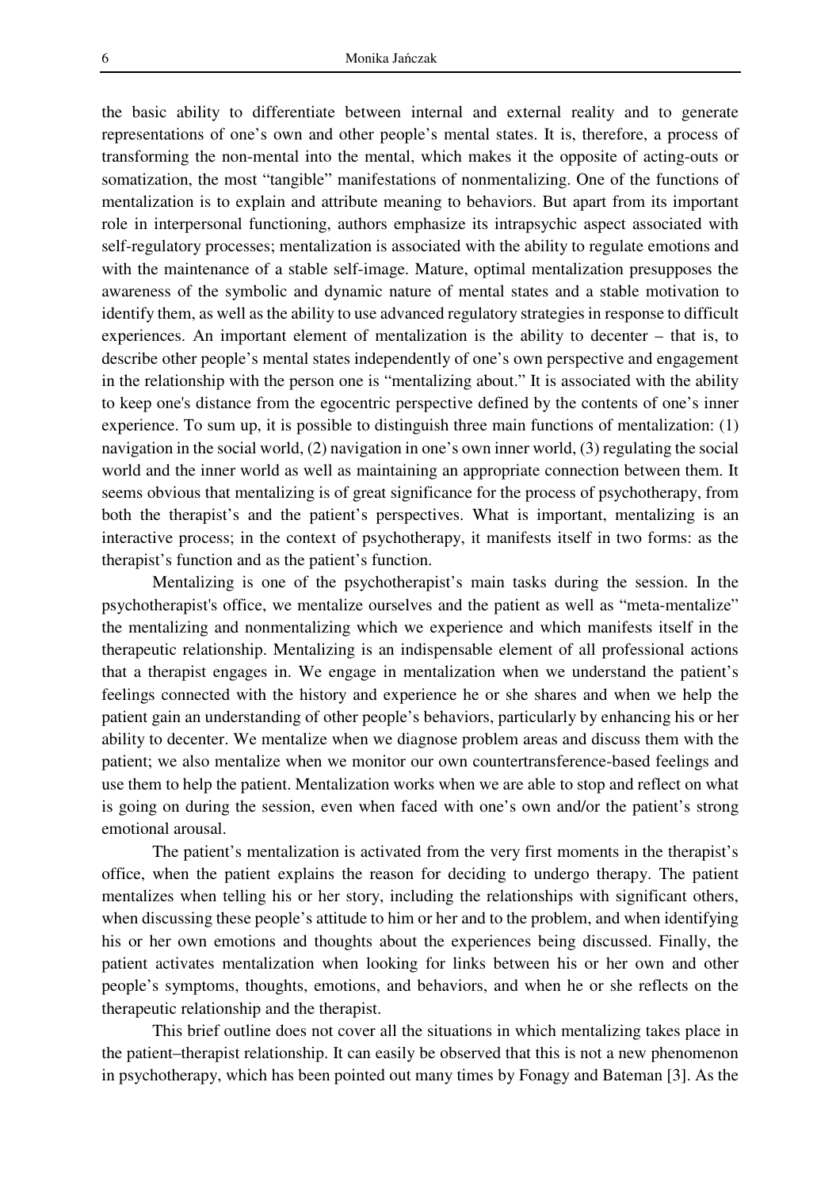the basic ability to differentiate between internal and external reality and to generate representations of one's own and other people's mental states. It is, therefore, a process of transforming the non-mental into the mental, which makes it the opposite of acting-outs or somatization, the most "tangible" manifestations of nonmentalizing. One of the functions of mentalization is to explain and attribute meaning to behaviors. But apart from its important role in interpersonal functioning, authors emphasize its intrapsychic aspect associated with self-regulatory processes; mentalization is associated with the ability to regulate emotions and with the maintenance of a stable self-image. Mature, optimal mentalization presupposes the awareness of the symbolic and dynamic nature of mental states and a stable motivation to identify them, as well as the ability to use advanced regulatory strategies in response to difficult experiences. An important element of mentalization is the ability to decenter – that is, to describe other people's mental states independently of one's own perspective and engagement in the relationship with the person one is "mentalizing about." It is associated with the ability to keep one's distance from the egocentric perspective defined by the contents of one's inner experience. To sum up, it is possible to distinguish three main functions of mentalization: (1) navigation in the social world, (2) navigation in one's own inner world, (3) regulating the social world and the inner world as well as maintaining an appropriate connection between them. It seems obvious that mentalizing is of great significance for the process of psychotherapy, from both the therapist's and the patient's perspectives. What is important, mentalizing is an interactive process; in the context of psychotherapy, it manifests itself in two forms: as the therapist's function and as the patient's function.

Mentalizing is one of the psychotherapist's main tasks during the session. In the psychotherapist's office, we mentalize ourselves and the patient as well as "meta-mentalize" the mentalizing and nonmentalizing which we experience and which manifests itself in the therapeutic relationship. Mentalizing is an indispensable element of all professional actions that a therapist engages in. We engage in mentalization when we understand the patient's feelings connected with the history and experience he or she shares and when we help the patient gain an understanding of other people's behaviors, particularly by enhancing his or her ability to decenter. We mentalize when we diagnose problem areas and discuss them with the patient; we also mentalize when we monitor our own countertransference-based feelings and use them to help the patient. Mentalization works when we are able to stop and reflect on what is going on during the session, even when faced with one's own and/or the patient's strong emotional arousal.

The patient's mentalization is activated from the very first moments in the therapist's office, when the patient explains the reason for deciding to undergo therapy. The patient mentalizes when telling his or her story, including the relationships with significant others, when discussing these people's attitude to him or her and to the problem, and when identifying his or her own emotions and thoughts about the experiences being discussed. Finally, the patient activates mentalization when looking for links between his or her own and other people's symptoms, thoughts, emotions, and behaviors, and when he or she reflects on the therapeutic relationship and the therapist.

This brief outline does not cover all the situations in which mentalizing takes place in the patient–therapist relationship. It can easily be observed that this is not a new phenomenon in psychotherapy, which has been pointed out many times by Fonagy and Bateman [3]. As the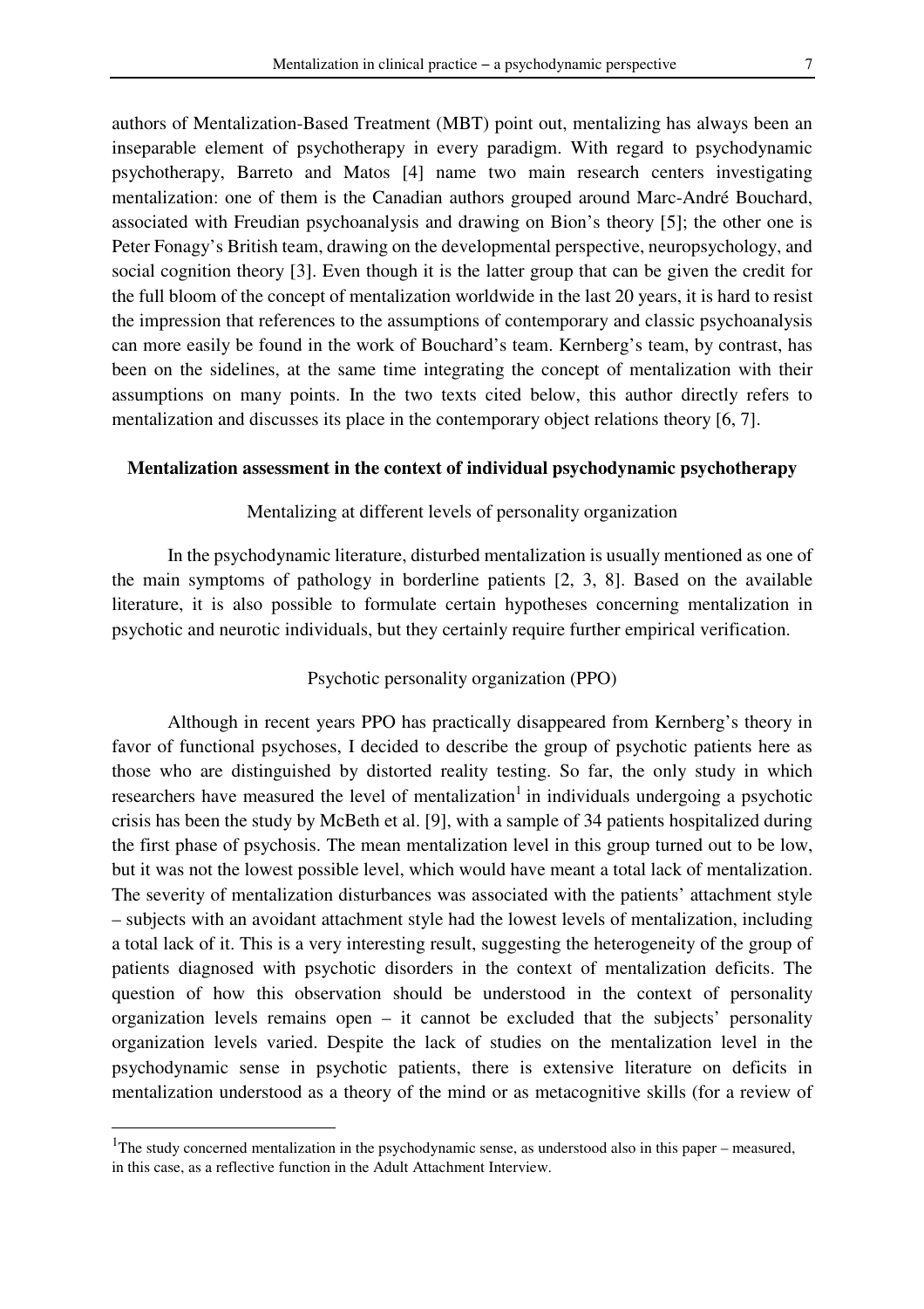authors of Mentalization-Based Treatment (MBT) point out, mentalizing has always been an inseparable element of psychotherapy in every paradigm. With regard to psychodynamic psychotherapy, Barreto and Matos [4] name two main research centers investigating mentalization: one of them is the Canadian authors grouped around Marc-André Bouchard, associated with Freudian psychoanalysis and drawing on Bion's theory [5]; the other one is Peter Fonagy's British team, drawing on the developmental perspective, neuropsychology, and social cognition theory [3]. Even though it is the latter group that can be given the credit for the full bloom of the concept of mentalization worldwide in the last 20 years, it is hard to resist the impression that references to the assumptions of contemporary and classic psychoanalysis can more easily be found in the work of Bouchard's team. Kernberg's team, by contrast, has been on the sidelines, at the same time integrating the concept of mentalization with their assumptions on many points. In the two texts cited below, this author directly refers to mentalization and discusses its place in the contemporary object relations theory [6, 7].

## Mentalization assessment in the context of individual psychodynamic psychotherapy

### Mentalizing at different levels of personality organization

In the psychodynamic literature, disturbed mentalization is usually mentioned as one of the main symptoms of pathology in borderline patients [2, 3, 8]. Based on the available literature, it is also possible to formulate certain hypotheses concerning mentalization in psychotic and neurotic individuals, but they certainly require further empirical verification.

### Psychotic personality organization (PPO)

Although in recent years PPO has practically disappeared from Kernberg's theory in favor of functional psychoses, I decided to describe the group of psychotic patients here as those who are distinguished by distorted reality testing. So far, the only study in which researchers have measured the level of mentalization[1] in individuals undergoing a psychotic crisis has been the study by McBeth et al. [9], with a sample of 34 patients hospitalized during the first phase of psychosis. The mean mentalization level in this group turned out to be low, but it was not the lowest possible level, which would have meant a total lack of mentalization. The severity of mentalization disturbances was associated with the patients' attachment style – subjects with an avoidant attachment style had the lowest levels of mentalization, including a total lack of it. This is a very interesting result, suggesting the heterogeneity of the group of patients diagnosed with psychotic disorders in the context of mentalization deficits. The question of how this observation should be understood in the context of personality organization levels remains open – it cannot be excluded that the subjects' personality organization levels varied. Despite the lack of studies on the mentalization level in the psychodynamic sense in psychotic patients, there is extensive literature on deficits in mentalization understood as a theory of the mind or as metacognitive skills (for a review of

---

[1] The study concerned mentalization in the psychodynamic sense, as understood also in this paper – measured, in this case, as a reflective function in the Adult Attachment Interview.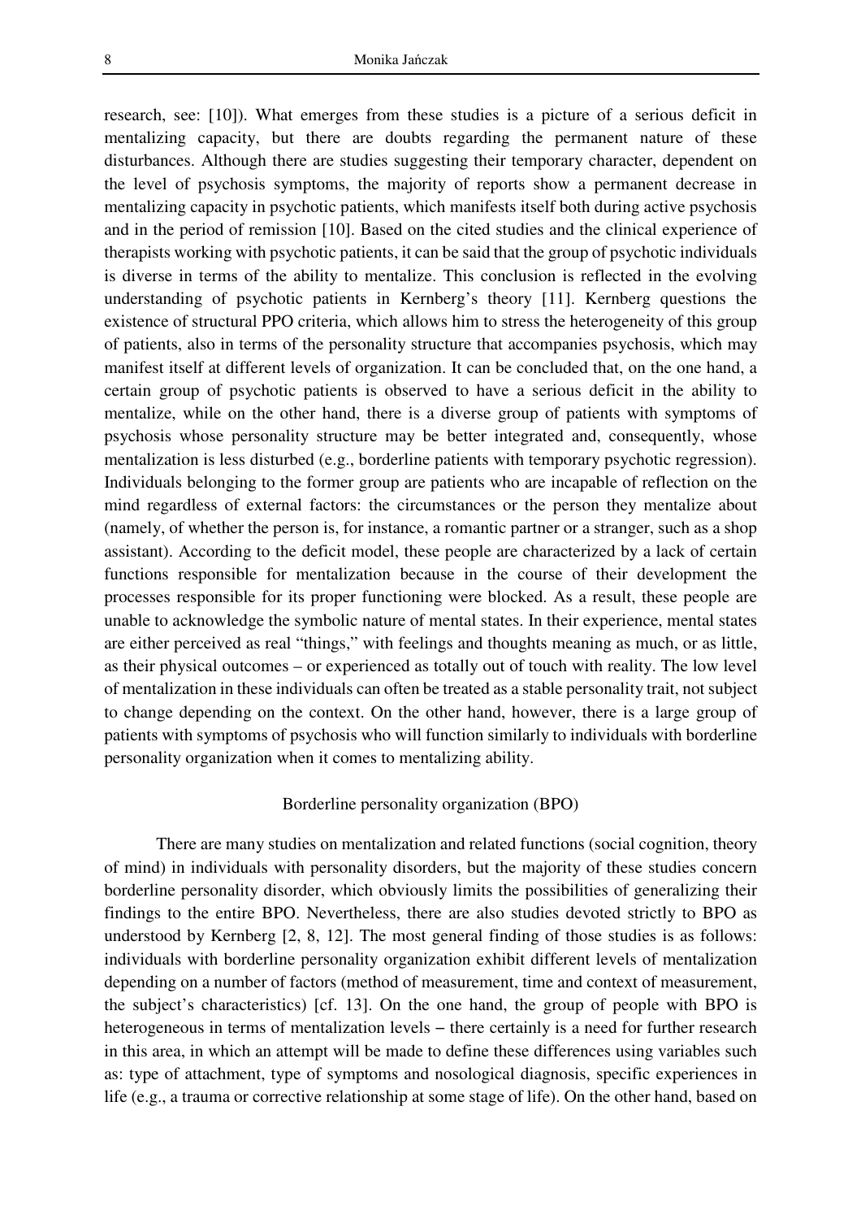research, see: [10]). What emerges from these studies is a picture of a serious deficit in mentalizing capacity, but there are doubts regarding the permanent nature of these disturbances. Although there are studies suggesting their temporary character, dependent on the level of psychosis symptoms, the majority of reports show a permanent decrease in mentalizing capacity in psychotic patients, which manifests itself both during active psychosis and in the period of remission [10]. Based on the cited studies and the clinical experience of therapists working with psychotic patients, it can be said that the group of psychotic individuals is diverse in terms of the ability to mentalize. This conclusion is reflected in the evolving understanding of psychotic patients in Kernberg's theory [11]. Kernberg questions the existence of structural PPO criteria, which allows him to stress the heterogeneity of this group of patients, also in terms of the personality structure that accompanies psychosis, which may manifest itself at different levels of organization. It can be concluded that, on the one hand, a certain group of psychotic patients is observed to have a serious deficit in the ability to mentalize, while on the other hand, there is a diverse group of patients with symptoms of psychosis whose personality structure may be better integrated and, consequently, whose mentalization is less disturbed (e.g., borderline patients with temporary psychotic regression). Individuals belonging to the former group are patients who are incapable of reflection on the mind regardless of external factors: the circumstances or the person they mentalize about (namely, of whether the person is, for instance, a romantic partner or a stranger, such as a shop assistant). According to the deficit model, these people are characterized by a lack of certain functions responsible for mentalization because in the course of their development the processes responsible for its proper functioning were blocked. As a result, these people are unable to acknowledge the symbolic nature of mental states. In their experience, mental states are either perceived as real "things," with feelings and thoughts meaning as much, or as little, as their physical outcomes – or experienced as totally out of touch with reality. The low level of mentalization in these individuals can often be treated as a stable personality trait, not subject to change depending on the context. On the other hand, however, there is a large group of patients with symptoms of psychosis who will function similarly to individuals with borderline personality organization when it comes to mentalizing ability.

### Borderline personality organization (BPO)

There are many studies on mentalization and related functions (social cognition, theory of mind) in individuals with personality disorders, but the majority of these studies concern borderline personality disorder, which obviously limits the possibilities of generalizing their findings to the entire BPO. Nevertheless, there are also studies devoted strictly to BPO as understood by Kernberg [2, 8, 12]. The most general finding of those studies is as follows: individuals with borderline personality organization exhibit different levels of mentalization depending on a number of factors (method of measurement, time and context of measurement, the subject's characteristics) [cf. 13]. On the one hand, the group of people with BPO is heterogeneous in terms of mentalization levels – there certainly is a need for further research in this area, in which an attempt will be made to define these differences using variables such as: type of attachment, type of symptoms and nosological diagnosis, specific experiences in life (e.g., a trauma or corrective relationship at some stage of life). On the other hand, based on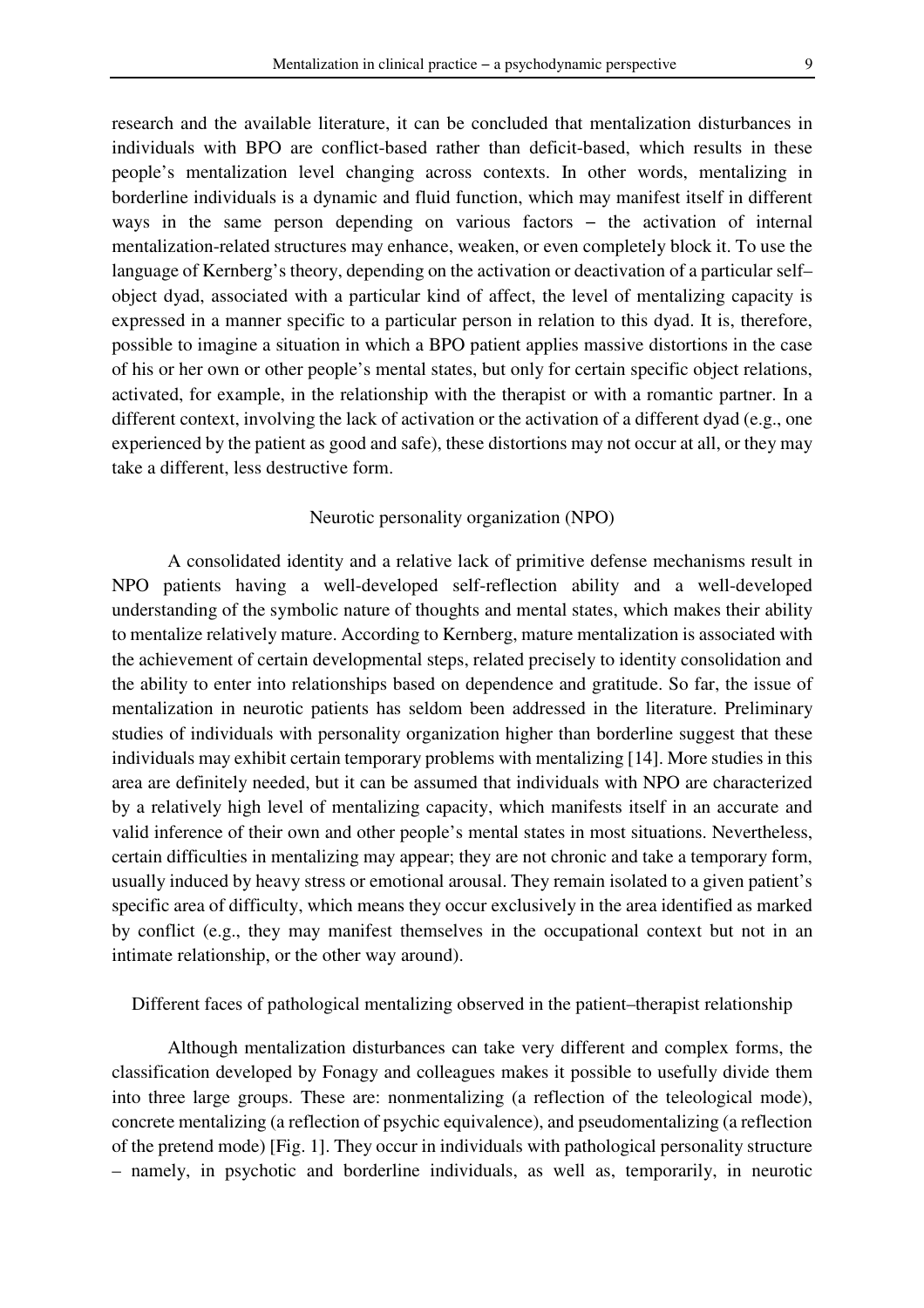research and the available literature, it can be concluded that mentalization disturbances in individuals with BPO are conflict-based rather than deficit-based, which results in these people's mentalization level changing across contexts. In other words, mentalizing in borderline individuals is a dynamic and fluid function, which may manifest itself in different ways in the same person depending on various factors – the activation of internal mentalization-related structures may enhance, weaken, or even completely block it. To use the language of Kernberg's theory, depending on the activation or deactivation of a particular self–object dyad, associated with a particular kind of affect, the level of mentalizing capacity is expressed in a manner specific to a particular person in relation to this dyad. It is, therefore, possible to imagine a situation in which a BPO patient applies massive distortions in the case of his or her own or other people's mental states, but only for certain specific object relations, activated, for example, in the relationship with the therapist or with a romantic partner. In a different context, involving the lack of activation or the activation of a different dyad (e.g., one experienced by the patient as good and safe), these distortions may not occur at all, or they may take a different, less destructive form.

## Neurotic personality organization (NPO)

A consolidated identity and a relative lack of primitive defense mechanisms result in NPO patients having a well-developed self-reflection ability and a well-developed understanding of the symbolic nature of thoughts and mental states, which makes their ability to mentalize relatively mature. According to Kernberg, mature mentalization is associated with the achievement of certain developmental steps, related precisely to identity consolidation and the ability to enter into relationships based on dependence and gratitude. So far, the issue of mentalization in neurotic patients has seldom been addressed in the literature. Preliminary studies of individuals with personality organization higher than borderline suggest that these individuals may exhibit certain temporary problems with mentalizing [14]. More studies in this area are definitely needed, but it can be assumed that individuals with NPO are characterized by a relatively high level of mentalizing capacity, which manifests itself in an accurate and valid inference of their own and other people's mental states in most situations. Nevertheless, certain difficulties in mentalizing may appear; they are not chronic and take a temporary form, usually induced by heavy stress or emotional arousal. They remain isolated to a given patient's specific area of difficulty, which means they occur exclusively in the area identified as marked by conflict (e.g., they may manifest themselves in the occupational context but not in an intimate relationship, or the other way around).

## Different faces of pathological mentalizing observed in the patient–therapist relationship

Although mentalization disturbances can take very different and complex forms, the classification developed by Fonagy and colleagues makes it possible to usefully divide them into three large groups. These are: nonmentalizing (a reflection of the teleological mode), concrete mentalizing (a reflection of psychic equivalence), and pseudomentalizing (a reflection of the pretend mode) [Fig. 1]. They occur in individuals with pathological personality structure – namely, in psychotic and borderline individuals, as well as, temporarily, in neurotic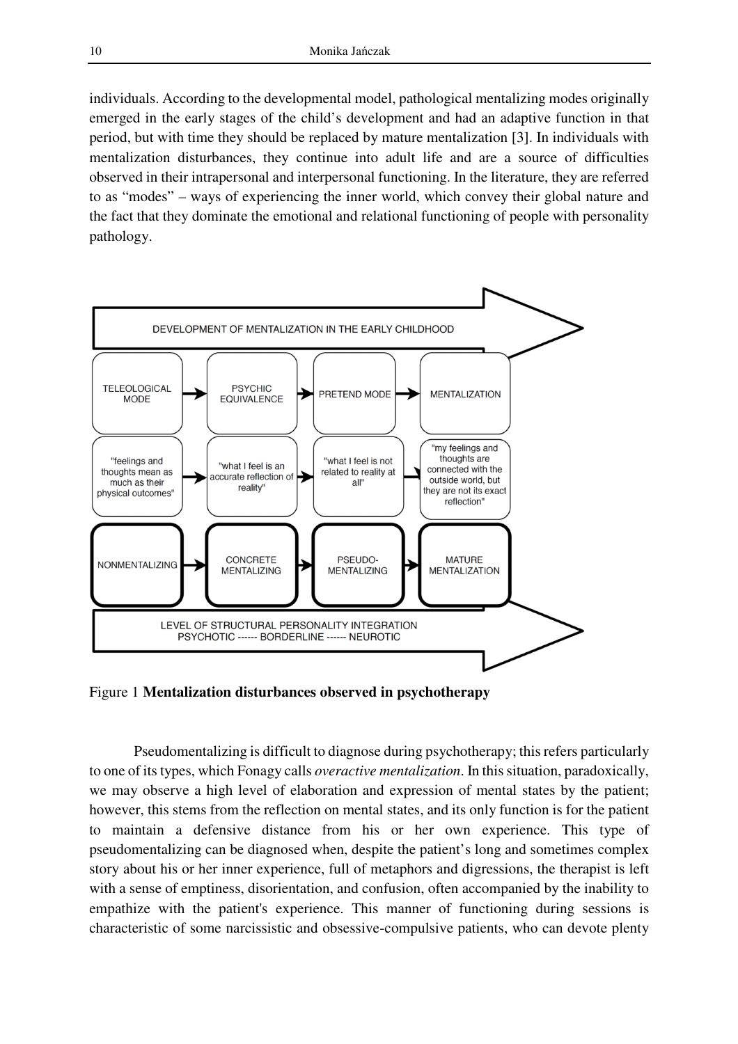individuals. According to the developmental model, pathological mentalizing modes originally emerged in the early stages of the child's development and had an adaptive function in that period, but with time they should be replaced by mature mentalization [3]. In individuals with mentalization disturbances, they continue into adult life and are a source of difficulties observed in their intrapersonal and interpersonal functioning. In the literature, they are referred to as "modes" – ways of experiencing the inner world, which convey their global nature and the fact that they dominate the emotional and relational functioning of people with personality pathology.

DEVELOPMENT OF MENTALIZATION IN THE EARLY CHILDHOOD →

| TELEOLOGICAL MODE → | PSYCHIC EQUIVALENCE → | PRETEND MODE → | MENTALIZATION |
|---|---|---|---|
| "feelings and thoughts mean as much as their physical outcomes" → | "what I feel is an accurate reflection of reality" → | "what I feel is not related to reality at all" → | "my feelings and thoughts are connected with the outside world, but they are not its exact reflection" |
| NONMENTALIZING → | CONCRETE MENTALIZING → | PSEUDO-MENTALIZING → | MATURE MENTALIZATION |

LEVEL OF STRUCTURAL PERSONALITY INTEGRATION
PSYCHOTIC ------ BORDERLINE ------ NEUROTIC →

Figure 1 **Mentalization disturbances observed in psychotherapy**

Pseudomentalizing is difficult to diagnose during psychotherapy; this refers particularly to one of its types, which Fonagy calls *overactive mentalization*. In this situation, paradoxically, we may observe a high level of elaboration and expression of mental states by the patient; however, this stems from the reflection on mental states, and its only function is for the patient to maintain a defensive distance from his or her own experience. This type of pseudomentalizing can be diagnosed when, despite the patient's long and sometimes complex story about his or her inner experience, full of metaphors and digressions, the therapist is left with a sense of emptiness, disorientation, and confusion, often accompanied by the inability to empathize with the patient's experience. This manner of functioning during sessions is characteristic of some narcissistic and obsessive-compulsive patients, who can devote plenty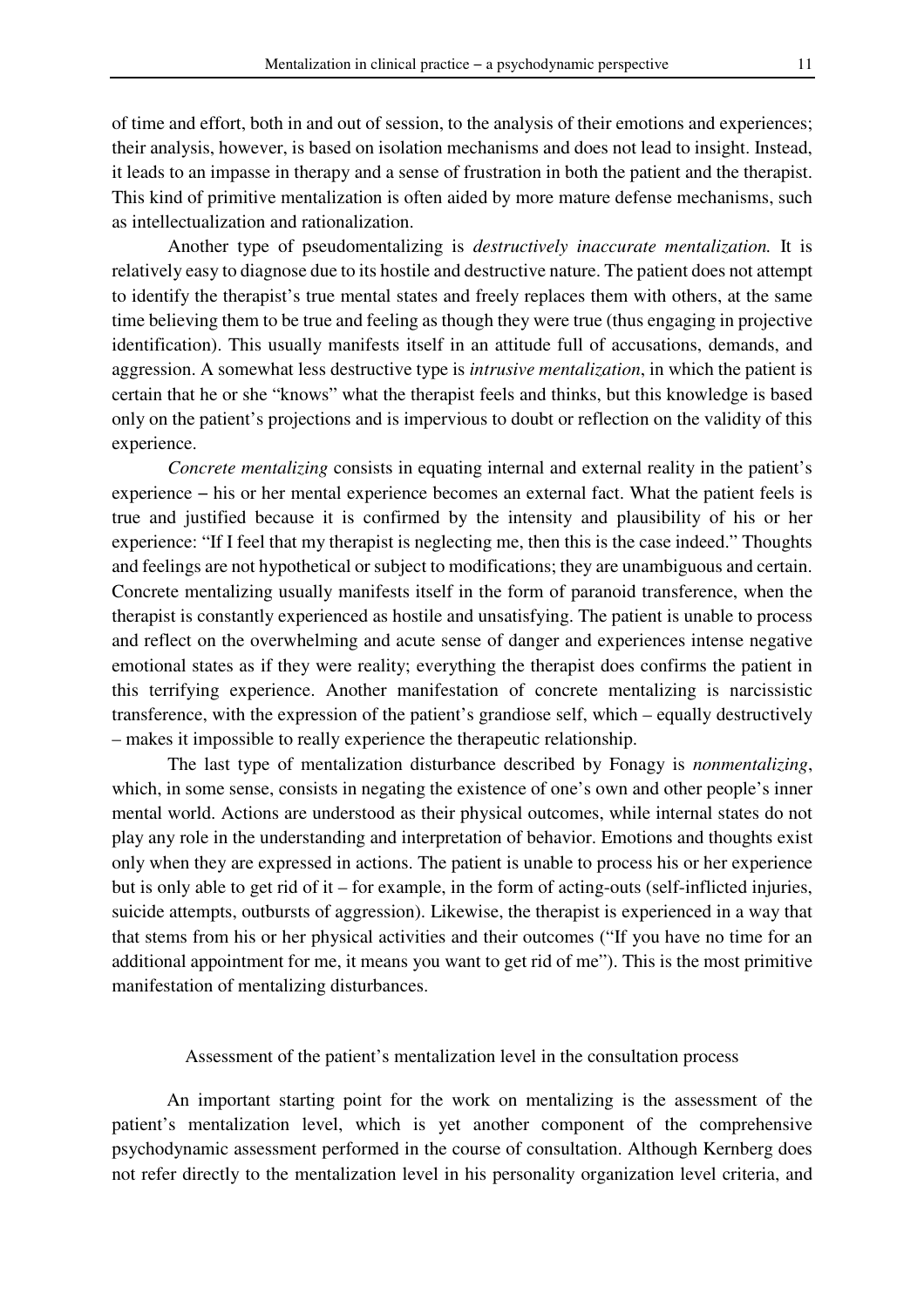of time and effort, both in and out of session, to the analysis of their emotions and experiences; their analysis, however, is based on isolation mechanisms and does not lead to insight. Instead, it leads to an impasse in therapy and a sense of frustration in both the patient and the therapist. This kind of primitive mentalization is often aided by more mature defense mechanisms, such as intellectualization and rationalization.

Another type of pseudomentalizing is *destructively inaccurate mentalization.* It is relatively easy to diagnose due to its hostile and destructive nature. The patient does not attempt to identify the therapist's true mental states and freely replaces them with others, at the same time believing them to be true and feeling as though they were true (thus engaging in projective identification). This usually manifests itself in an attitude full of accusations, demands, and aggression. A somewhat less destructive type is *intrusive mentalization*, in which the patient is certain that he or she "knows" what the therapist feels and thinks, but this knowledge is based only on the patient's projections and is impervious to doubt or reflection on the validity of this experience.

*Concrete mentalizing* consists in equating internal and external reality in the patient's experience – his or her mental experience becomes an external fact. What the patient feels is true and justified because it is confirmed by the intensity and plausibility of his or her experience: "If I feel that my therapist is neglecting me, then this is the case indeed." Thoughts and feelings are not hypothetical or subject to modifications; they are unambiguous and certain. Concrete mentalizing usually manifests itself in the form of paranoid transference, when the therapist is constantly experienced as hostile and unsatisfying. The patient is unable to process and reflect on the overwhelming and acute sense of danger and experiences intense negative emotional states as if they were reality; everything the therapist does confirms the patient in this terrifying experience. Another manifestation of concrete mentalizing is narcissistic transference, with the expression of the patient's grandiose self, which – equally destructively – makes it impossible to really experience the therapeutic relationship.

The last type of mentalization disturbance described by Fonagy is *nonmentalizing*, which, in some sense, consists in negating the existence of one's own and other people's inner mental world. Actions are understood as their physical outcomes, while internal states do not play any role in the understanding and interpretation of behavior. Emotions and thoughts exist only when they are expressed in actions. The patient is unable to process his or her experience but is only able to get rid of it – for example, in the form of acting-outs (self-inflicted injuries, suicide attempts, outbursts of aggression). Likewise, the therapist is experienced in a way that that stems from his or her physical activities and their outcomes ("If you have no time for an additional appointment for me, it means you want to get rid of me"). This is the most primitive manifestation of mentalizing disturbances.

## Assessment of the patient's mentalization level in the consultation process

An important starting point for the work on mentalizing is the assessment of the patient's mentalization level, which is yet another component of the comprehensive psychodynamic assessment performed in the course of consultation. Although Kernberg does not refer directly to the mentalization level in his personality organization level criteria, and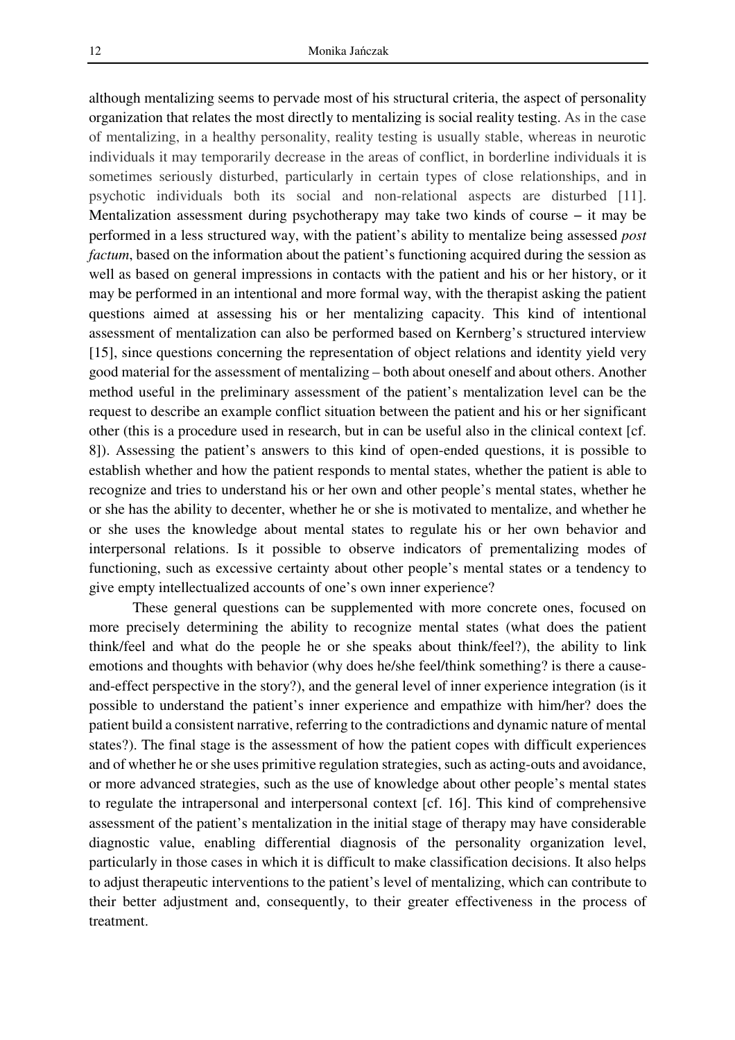although mentalizing seems to pervade most of his structural criteria, the aspect of personality organization that relates the most directly to mentalizing is social reality testing. As in the case of mentalizing, in a healthy personality, reality testing is usually stable, whereas in neurotic individuals it may temporarily decrease in the areas of conflict, in borderline individuals it is sometimes seriously disturbed, particularly in certain types of close relationships, and in psychotic individuals both its social and non-relational aspects are disturbed [11]. Mentalization assessment during psychotherapy may take two kinds of course – it may be performed in a less structured way, with the patient's ability to mentalize being assessed *post factum*, based on the information about the patient's functioning acquired during the session as well as based on general impressions in contacts with the patient and his or her history, or it may be performed in an intentional and more formal way, with the therapist asking the patient questions aimed at assessing his or her mentalizing capacity. This kind of intentional assessment of mentalization can also be performed based on Kernberg's structured interview [15], since questions concerning the representation of object relations and identity yield very good material for the assessment of mentalizing – both about oneself and about others. Another method useful in the preliminary assessment of the patient's mentalization level can be the request to describe an example conflict situation between the patient and his or her significant other (this is a procedure used in research, but in can be useful also in the clinical context [cf. 8]). Assessing the patient's answers to this kind of open-ended questions, it is possible to establish whether and how the patient responds to mental states, whether the patient is able to recognize and tries to understand his or her own and other people's mental states, whether he or she has the ability to decenter, whether he or she is motivated to mentalize, and whether he or she uses the knowledge about mental states to regulate his or her own behavior and interpersonal relations. Is it possible to observe indicators of prementalizing modes of functioning, such as excessive certainty about other people's mental states or a tendency to give empty intellectualized accounts of one's own inner experience?

These general questions can be supplemented with more concrete ones, focused on more precisely determining the ability to recognize mental states (what does the patient think/feel and what do the people he or she speaks about think/feel?), the ability to link emotions and thoughts with behavior (why does he/she feel/think something? is there a cause-and-effect perspective in the story?), and the general level of inner experience integration (is it possible to understand the patient's inner experience and empathize with him/her? does the patient build a consistent narrative, referring to the contradictions and dynamic nature of mental states?). The final stage is the assessment of how the patient copes with difficult experiences and of whether he or she uses primitive regulation strategies, such as acting-outs and avoidance, or more advanced strategies, such as the use of knowledge about other people's mental states to regulate the intrapersonal and interpersonal context [cf. 16]. This kind of comprehensive assessment of the patient's mentalization in the initial stage of therapy may have considerable diagnostic value, enabling differential diagnosis of the personality organization level, particularly in those cases in which it is difficult to make classification decisions. It also helps to adjust therapeutic interventions to the patient's level of mentalizing, which can contribute to their better adjustment and, consequently, to their greater effectiveness in the process of treatment.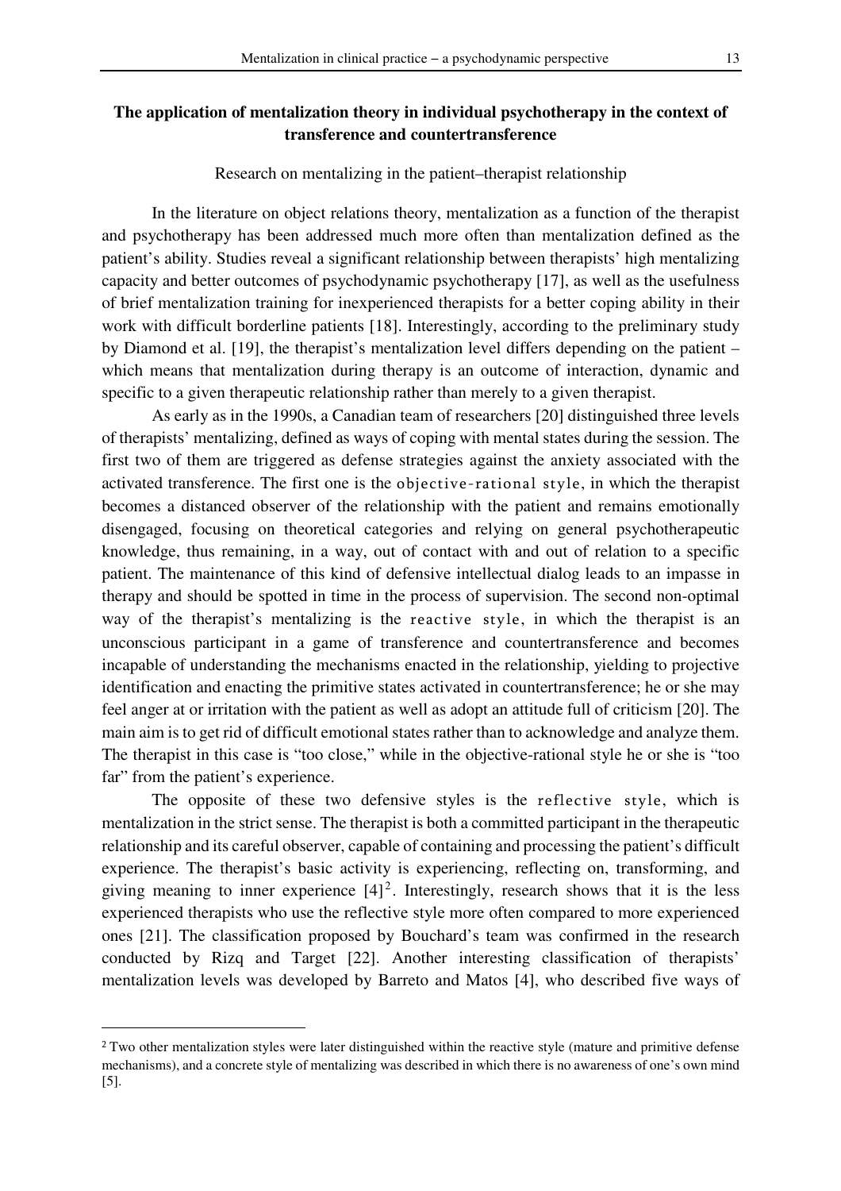## The application of mentalization theory in individual psychotherapy in the context of transference and countertransference

### Research on mentalizing in the patient–therapist relationship

In the literature on object relations theory, mentalization as a function of the therapist and psychotherapy has been addressed much more often than mentalization defined as the patient's ability. Studies reveal a significant relationship between therapists' high mentalizing capacity and better outcomes of psychodynamic psychotherapy [17], as well as the usefulness of brief mentalization training for inexperienced therapists for a better coping ability in their work with difficult borderline patients [18]. Interestingly, according to the preliminary study by Diamond et al. [19], the therapist's mentalization level differs depending on the patient – which means that mentalization during therapy is an outcome of interaction, dynamic and specific to a given therapeutic relationship rather than merely to a given therapist.

As early as in the 1990s, a Canadian team of researchers [20] distinguished three levels of therapists' mentalizing, defined as ways of coping with mental states during the session. The first two of them are triggered as defense strategies against the anxiety associated with the activated transference. The first one is the objective-rational style, in which the therapist becomes a distanced observer of the relationship with the patient and remains emotionally disengaged, focusing on theoretical categories and relying on general psychotherapeutic knowledge, thus remaining, in a way, out of contact with and out of relation to a specific patient. The maintenance of this kind of defensive intellectual dialog leads to an impasse in therapy and should be spotted in time in the process of supervision. The second non-optimal way of the therapist's mentalizing is the reactive style, in which the therapist is an unconscious participant in a game of transference and countertransference and becomes incapable of understanding the mechanisms enacted in the relationship, yielding to projective identification and enacting the primitive states activated in countertransference; he or she may feel anger at or irritation with the patient as well as adopt an attitude full of criticism [20]. The main aim is to get rid of difficult emotional states rather than to acknowledge and analyze them. The therapist in this case is "too close," while in the objective-rational style he or she is "too far" from the patient's experience.

The opposite of these two defensive styles is the reflective style, which is mentalization in the strict sense. The therapist is both a committed participant in the therapeutic relationship and its careful observer, capable of containing and processing the patient's difficult experience. The therapist's basic activity is experiencing, reflecting on, transforming, and giving meaning to inner experience [4][2]. Interestingly, research shows that it is the less experienced therapists who use the reflective style more often compared to more experienced ones [21]. The classification proposed by Bouchard's team was confirmed in the research conducted by Rizq and Target [22]. Another interesting classification of therapists' mentalization levels was developed by Barreto and Matos [4], who described five ways of

---

[2] Two other mentalization styles were later distinguished within the reactive style (mature and primitive defense mechanisms), and a concrete style of mentalizing was described in which there is no awareness of one's own mind [5].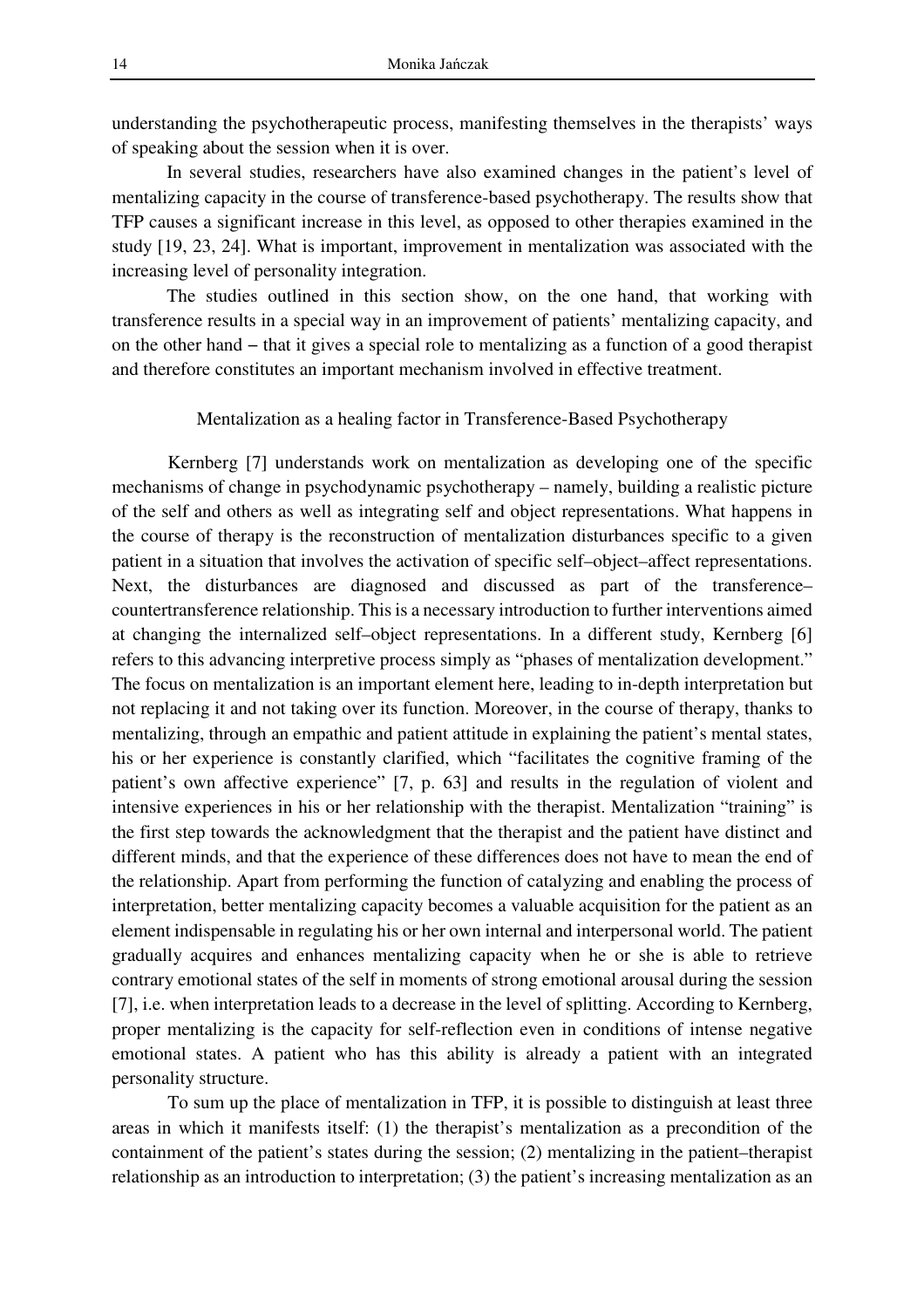understanding the psychotherapeutic process, manifesting themselves in the therapists' ways of speaking about the session when it is over.

In several studies, researchers have also examined changes in the patient's level of mentalizing capacity in the course of transference-based psychotherapy. The results show that TFP causes a significant increase in this level, as opposed to other therapies examined in the study [19, 23, 24]. What is important, improvement in mentalization was associated with the increasing level of personality integration.

The studies outlined in this section show, on the one hand, that working with transference results in a special way in an improvement of patients' mentalizing capacity, and on the other hand – that it gives a special role to mentalizing as a function of a good therapist and therefore constitutes an important mechanism involved in effective treatment.

## Mentalization as a healing factor in Transference-Based Psychotherapy

Kernberg [7] understands work on mentalization as developing one of the specific mechanisms of change in psychodynamic psychotherapy – namely, building a realistic picture of the self and others as well as integrating self and object representations. What happens in the course of therapy is the reconstruction of mentalization disturbances specific to a given patient in a situation that involves the activation of specific self–object–affect representations. Next, the disturbances are diagnosed and discussed as part of the transference–countertransference relationship. This is a necessary introduction to further interventions aimed at changing the internalized self–object representations. In a different study, Kernberg [6] refers to this advancing interpretive process simply as "phases of mentalization development." The focus on mentalization is an important element here, leading to in-depth interpretation but not replacing it and not taking over its function. Moreover, in the course of therapy, thanks to mentalizing, through an empathic and patient attitude in explaining the patient's mental states, his or her experience is constantly clarified, which "facilitates the cognitive framing of the patient's own affective experience" [7, p. 63] and results in the regulation of violent and intensive experiences in his or her relationship with the therapist. Mentalization "training" is the first step towards the acknowledgment that the therapist and the patient have distinct and different minds, and that the experience of these differences does not have to mean the end of the relationship. Apart from performing the function of catalyzing and enabling the process of interpretation, better mentalizing capacity becomes a valuable acquisition for the patient as an element indispensable in regulating his or her own internal and interpersonal world. The patient gradually acquires and enhances mentalizing capacity when he or she is able to retrieve contrary emotional states of the self in moments of strong emotional arousal during the session [7], i.e. when interpretation leads to a decrease in the level of splitting. According to Kernberg, proper mentalizing is the capacity for self-reflection even in conditions of intense negative emotional states. A patient who has this ability is already a patient with an integrated personality structure.

To sum up the place of mentalization in TFP, it is possible to distinguish at least three areas in which it manifests itself: (1) the therapist's mentalization as a precondition of the containment of the patient's states during the session; (2) mentalizing in the patient–therapist relationship as an introduction to interpretation; (3) the patient's increasing mentalization as an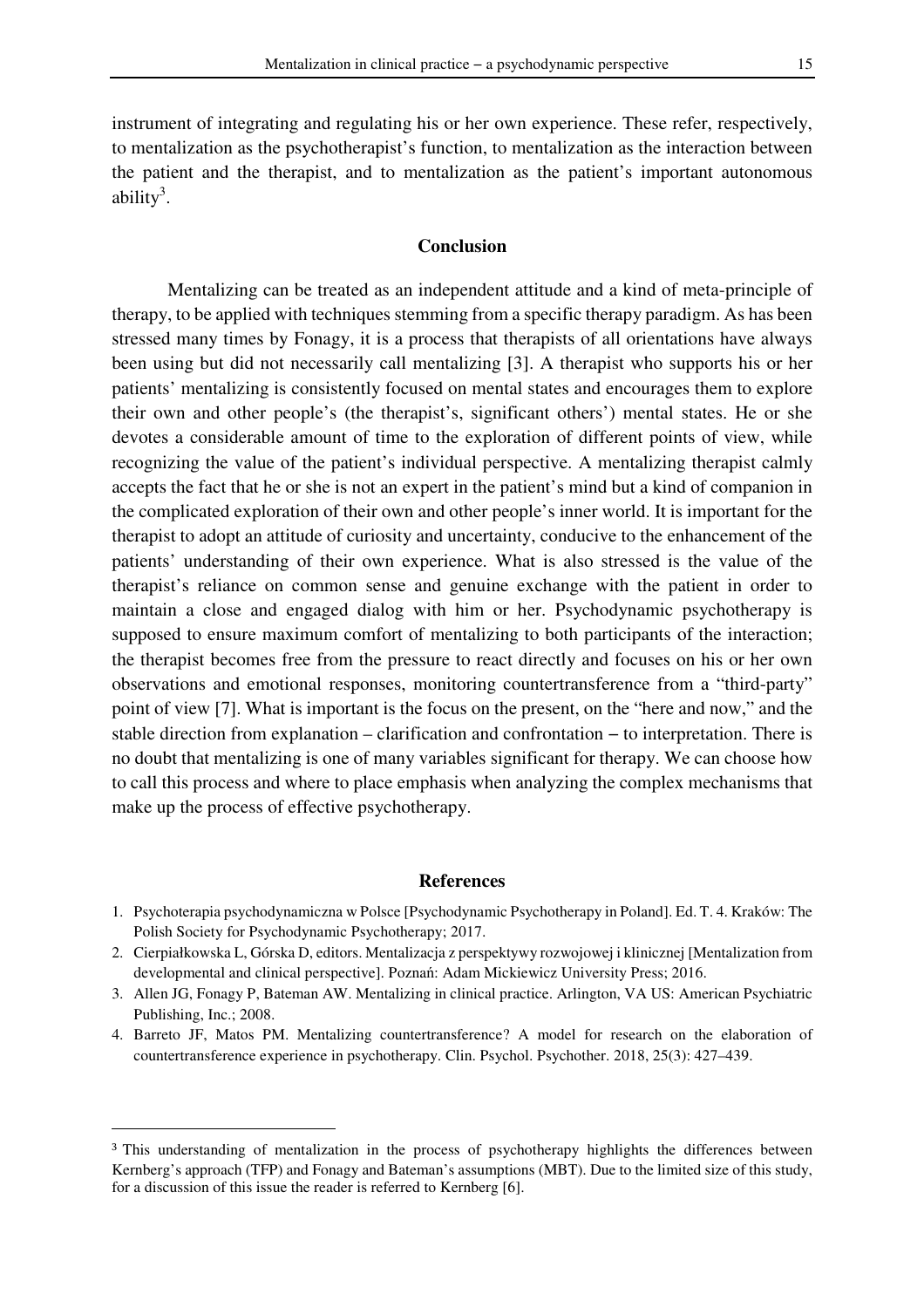instrument of integrating and regulating his or her own experience. These refer, respectively, to mentalization as the psychotherapist's function, to mentalization as the interaction between the patient and the therapist, and to mentalization as the patient's important autonomous ability[3].

## Conclusion

Mentalizing can be treated as an independent attitude and a kind of meta-principle of therapy, to be applied with techniques stemming from a specific therapy paradigm. As has been stressed many times by Fonagy, it is a process that therapists of all orientations have always been using but did not necessarily call mentalizing [3]. A therapist who supports his or her patients' mentalizing is consistently focused on mental states and encourages them to explore their own and other people's (the therapist's, significant others') mental states. He or she devotes a considerable amount of time to the exploration of different points of view, while recognizing the value of the patient's individual perspective. A mentalizing therapist calmly accepts the fact that he or she is not an expert in the patient's mind but a kind of companion in the complicated exploration of their own and other people's inner world. It is important for the therapist to adopt an attitude of curiosity and uncertainty, conducive to the enhancement of the patients' understanding of their own experience. What is also stressed is the value of the therapist's reliance on common sense and genuine exchange with the patient in order to maintain a close and engaged dialog with him or her. Psychodynamic psychotherapy is supposed to ensure maximum comfort of mentalizing to both participants of the interaction; the therapist becomes free from the pressure to react directly and focuses on his or her own observations and emotional responses, monitoring countertransference from a "third-party" point of view [7]. What is important is the focus on the present, on the "here and now," and the stable direction from explanation – clarification and confrontation – to interpretation. There is no doubt that mentalizing is one of many variables significant for therapy. We can choose how to call this process and where to place emphasis when analyzing the complex mechanisms that make up the process of effective psychotherapy.

## References

1. Psychoterapia psychodynamiczna w Polsce [Psychodynamic Psychotherapy in Poland]. Ed. T. 4. Kraków: The Polish Society for Psychodynamic Psychotherapy; 2017.
2. Cierpiałkowska L, Górska D, editors. Mentalizacja z perspektywy rozwojowej i klinicznej [Mentalization from developmental and clinical perspective]. Poznań: Adam Mickiewicz University Press; 2016.
3. Allen JG, Fonagy P, Bateman AW. Mentalizing in clinical practice. Arlington, VA US: American Psychiatric Publishing, Inc.; 2008.
4. Barreto JF, Matos PM. Mentalizing countertransference? A model for research on the elaboration of countertransference experience in psychotherapy. Clin. Psychol. Psychother. 2018, 25(3): 427–439.

---

[3] This understanding of mentalization in the process of psychotherapy highlights the differences between Kernberg's approach (TFP) and Fonagy and Bateman's assumptions (MBT). Due to the limited size of this study, for a discussion of this issue the reader is referred to Kernberg [6].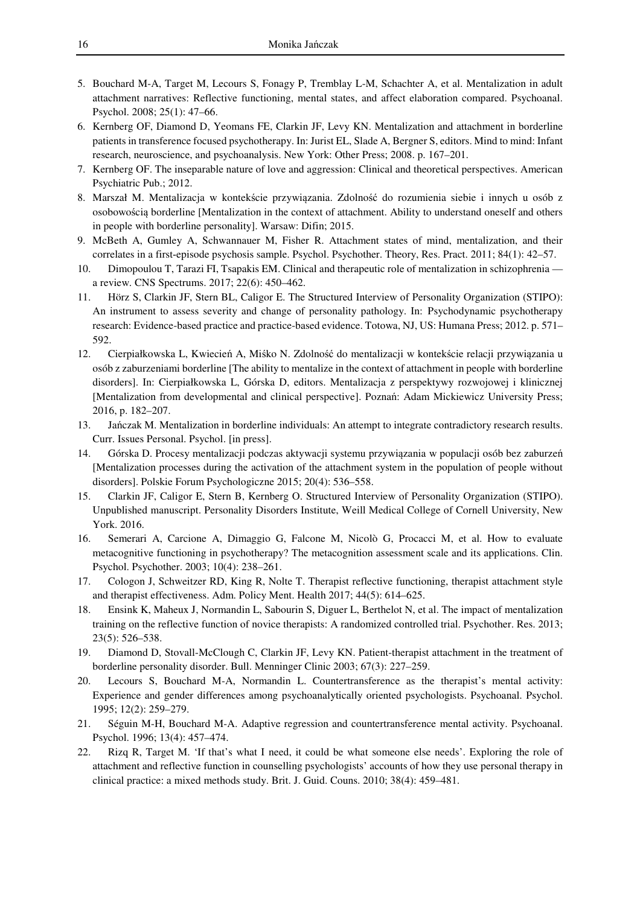5. Bouchard M-A, Target M, Lecours S, Fonagy P, Tremblay L-M, Schachter A, et al. Mentalization in adult attachment narratives: Reflective functioning, mental states, and affect elaboration compared. Psychoanal. Psychol. 2008; 25(1): 47–66.
6. Kernberg OF, Diamond D, Yeomans FE, Clarkin JF, Levy KN. Mentalization and attachment in borderline patients in transference focused psychotherapy. In: Jurist EL, Slade A, Bergner S, editors. Mind to mind: Infant research, neuroscience, and psychoanalysis. New York: Other Press; 2008. p. 167–201.
7. Kernberg OF. The inseparable nature of love and aggression: Clinical and theoretical perspectives. American Psychiatric Pub.; 2012.
8. Marszał M. Mentalizacja w kontekście przywiązania. Zdolność do rozumienia siebie i innych u osób z osobowością borderline [Mentalization in the context of attachment. Ability to understand oneself and others in people with borderline personality]. Warsaw: Difin; 2015.
9. McBeth A, Gumley A, Schwannauer M, Fisher R. Attachment states of mind, mentalization, and their correlates in a first-episode psychosis sample. Psychol. Psychother. Theory, Res. Pract. 2011; 84(1): 42–57.
10. Dimopoulou T, Tarazi FI, Tsapakis EM. Clinical and therapeutic role of mentalization in schizophrenia — a review. CNS Spectrums. 2017; 22(6): 450–462.
11. Hörz S, Clarkin JF, Stern BL, Caligor E. The Structured Interview of Personality Organization (STIPO): An instrument to assess severity and change of personality pathology. In: Psychodynamic psychotherapy research: Evidence-based practice and practice-based evidence. Totowa, NJ, US: Humana Press; 2012. p. 571–592.
12. Cierpiałkowska L, Kwiecień A, Miśko N. Zdolność do mentalizacji w kontekście relacji przywiązania u osób z zaburzeniami borderline [The ability to mentalize in the context of attachment in people with borderline disorders]. In: Cierpiałkowska L, Górska D, editors. Mentalizacja z perspektywy rozwojowej i klinicznej [Mentalization from developmental and clinical perspective]. Poznań: Adam Mickiewicz University Press; 2016, p. 182–207.
13. Jańczak M. Mentalization in borderline individuals: An attempt to integrate contradictory research results. Curr. Issues Personal. Psychol. [in press].
14. Górska D. Procesy mentalizacji podczas aktywacji systemu przywiązania w populacji osób bez zaburzeń [Mentalization processes during the activation of the attachment system in the population of people without disorders]. Polskie Forum Psychologiczne 2015; 20(4): 536–558.
15. Clarkin JF, Caligor E, Stern B, Kernberg O. Structured Interview of Personality Organization (STIPO). Unpublished manuscript. Personality Disorders Institute, Weill Medical College of Cornell University, New York. 2016.
16. Semerari A, Carcione A, Dimaggio G, Falcone M, Nicolò G, Procacci M, et al. How to evaluate metacognitive functioning in psychotherapy? The metacognition assessment scale and its applications. Clin. Psychol. Psychother. 2003; 10(4): 238–261.
17. Cologon J, Schweitzer RD, King R, Nolte T. Therapist reflective functioning, therapist attachment style and therapist effectiveness. Adm. Policy Ment. Health 2017; 44(5): 614–625.
18. Ensink K, Maheux J, Normandin L, Sabourin S, Diguer L, Berthelot N, et al. The impact of mentalization training on the reflective function of novice therapists: A randomized controlled trial. Psychother. Res. 2013; 23(5): 526–538.
19. Diamond D, Stovall-McClough C, Clarkin JF, Levy KN. Patient-therapist attachment in the treatment of borderline personality disorder. Bull. Menninger Clinic 2003; 67(3): 227–259.
20. Lecours S, Bouchard M-A, Normandin L. Countertransference as the therapist's mental activity: Experience and gender differences among psychoanalytically oriented psychologists. Psychoanal. Psychol. 1995; 12(2): 259–279.
21. Séguin M-H, Bouchard M-A. Adaptive regression and countertransference mental activity. Psychoanal. Psychol. 1996; 13(4): 457–474.
22. Rizq R, Target M. 'If that's what I need, it could be what someone else needs'. Exploring the role of attachment and reflective function in counselling psychologists' accounts of how they use personal therapy in clinical practice: a mixed methods study. Brit. J. Guid. Couns. 2010; 38(4): 459–481.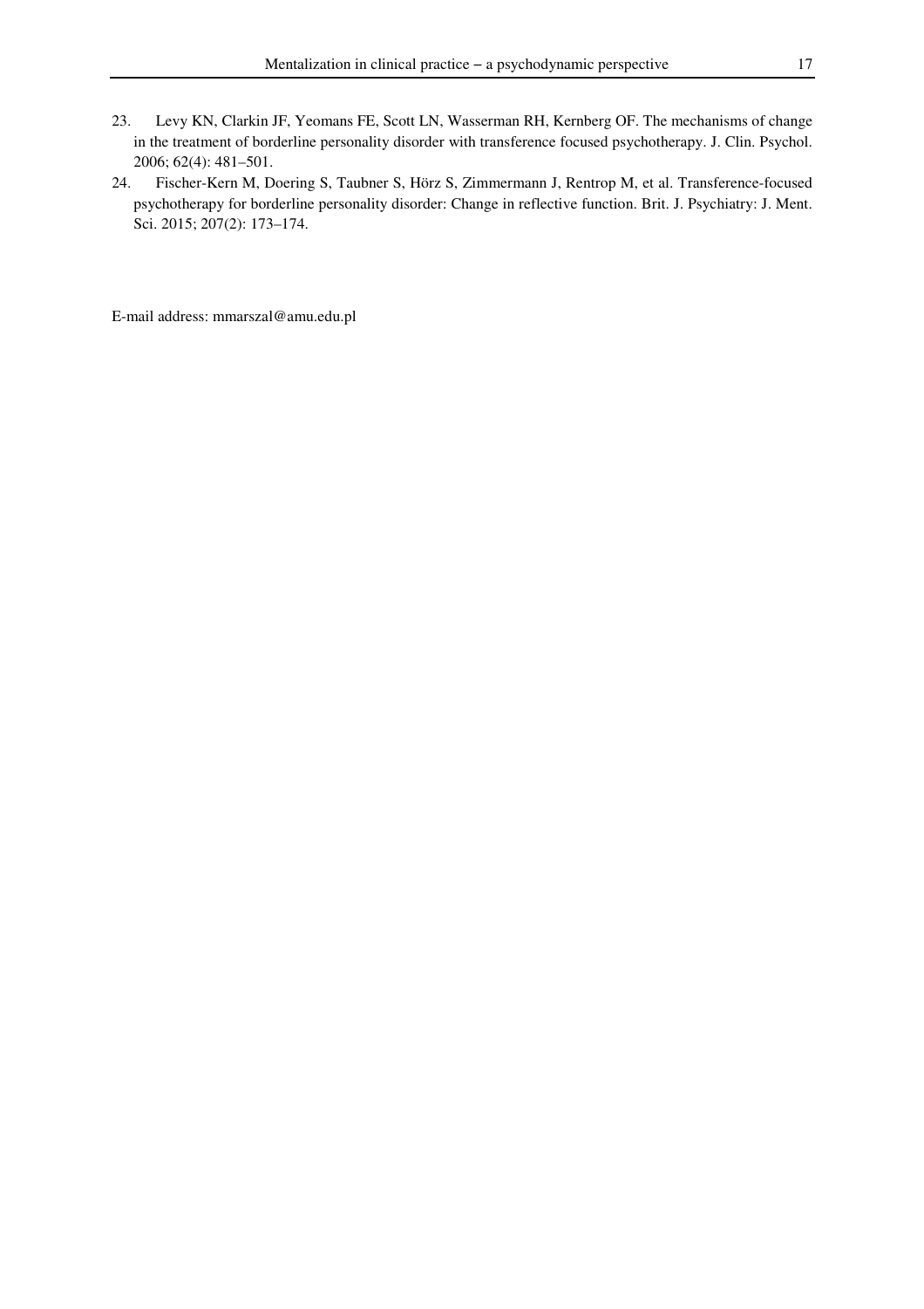23. Levy KN, Clarkin JF, Yeomans FE, Scott LN, Wasserman RH, Kernberg OF. The mechanisms of change in the treatment of borderline personality disorder with transference focused psychotherapy. J. Clin. Psychol. 2006; 62(4): 481–501.
24. Fischer-Kern M, Doering S, Taubner S, Hörz S, Zimmermann J, Rentrop M, et al. Transference-focused psychotherapy for borderline personality disorder: Change in reflective function. Brit. J. Psychiatry: J. Ment. Sci. 2015; 207(2): 173–174.

E-mail address: mmarszal@amu.edu.pl